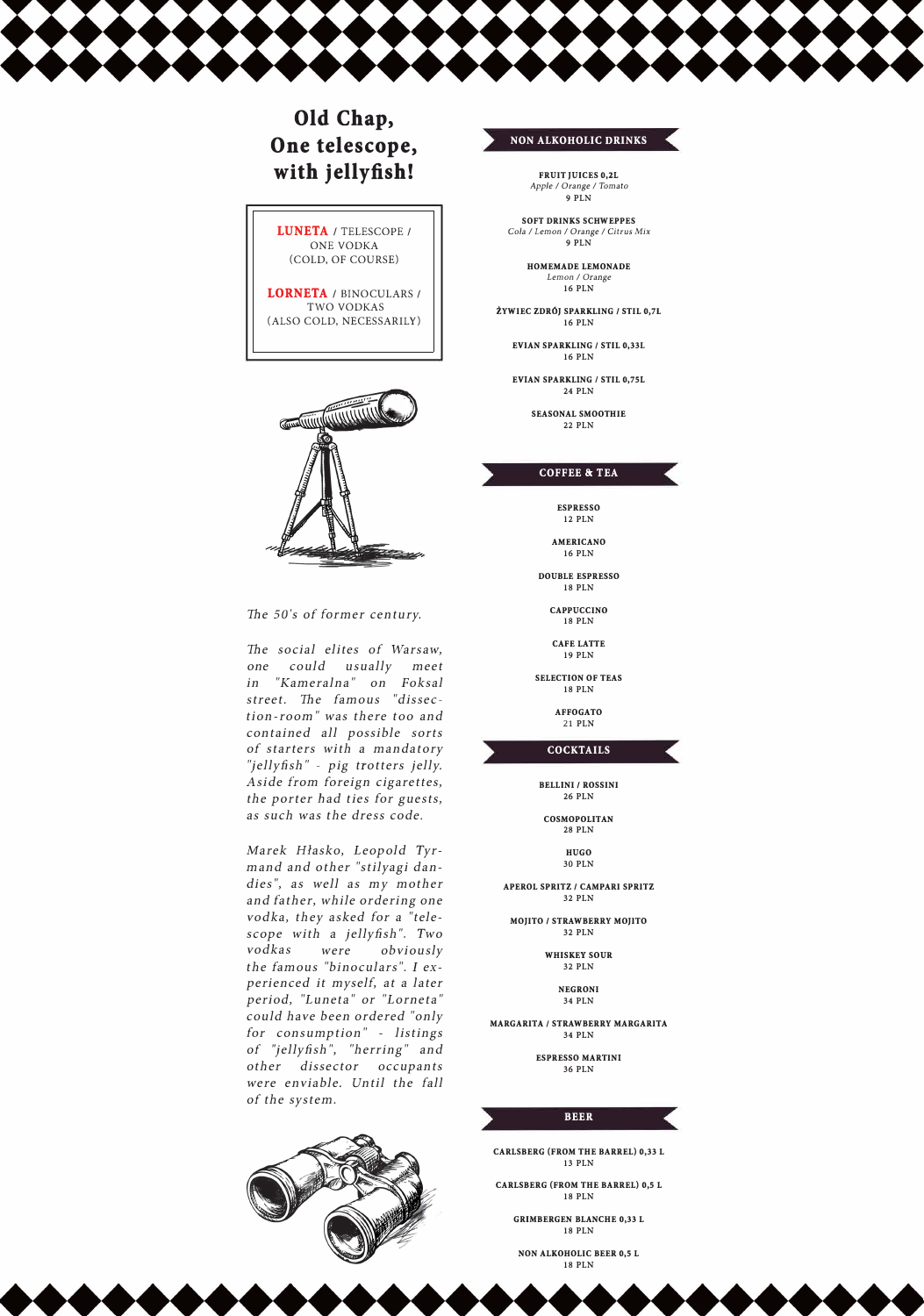# Old Chap, One telescope, with jellyfish!

**LUNETA** / TELESCOPE / ONE VODKA (COLD, OF COURSE)

**LORNETA** / BINOCULARS / TWO VODKAS (ALSO COLD, NECESSARILY)

*The 50's of former century.*

*The social elites of Warsaw, one could usually meet in "Kameralna" on Foksal street. The famous "dissection-room" was there too and contained all possible sorts of starters with a mandatory "jellyfish" - pig trotters jelly. Aside from foreign cigarettes, the porter had ties for guests, as such was the dress code.*

*Marek Hłasko, Leopold Tyrmand and other "stilyagi dandies", as well as my mother and father, while ordering one vodka, they asked for a "telescope with a jellyfish". Two vodkas were obviously the famous "binoculars". I experienced it myself, at a later period, "Luneta" or "Lorneta" could have been ordered "only for consumption" - listings of "jellyfish", "herring" and other dissector occupants were enviable. Until the fall of the system.*

## NON ALKOHOLIC DRINKS

**FRUIT JUICES 0,2L**
*Apple / Orange / Tomato*
9 PLN

**SOFT DRINKS SCHWEPPES**
*Cola / Lemon / Orange / Citrus Mix*
9 PLN

**HOMEMADE LEMONADE**
*Lemon / Orange*
16 PLN

**ŻYWIEC ZDRÓJ SPARKLING / STIL 0,7L**
16 PLN

**EVIAN SPARKLING / STIL 0,33L**
16 PLN

**EVIAN SPARKLING / STIL 0,75L**
24 PLN

**SEASONAL SMOOTHIE**
22 PLN

## COFFEE & TEA

**ESPRESSO**
12 PLN

**AMERICANO**
16 PLN

**DOUBLE ESPRESSO**
18 PLN

**CAPPUCCINO**
18 PLN

**CAFE LATTE**
19 PLN

**SELECTION OF TEAS**
18 PLN

**AFFOGATO**
21 PLN

## COCKTAILS

**BELLINI / ROSSINI**
26 PLN

**COSMOPOLITAN**
28 PLN

**HUGO**
30 PLN

**APEROL SPRITZ / CAMPARI SPRITZ**
32 PLN

**MOJITO / STRAWBERRY MOJITO**
32 PLN

**WHISKEY SOUR**
32 PLN

**NEGRONI**
34 PLN

**MARGARITA / STRAWBERRY MARGARITA**
34 PLN

**ESPRESSO MARTINI**
36 PLN

## BEER

**CARLSBERG (FROM THE BARREL) 0,33 L**
13 PLN

**CARLSBERG (FROM THE BARREL) 0,5 L**
18 PLN

**GRIMBERGEN BLANCHE 0,33 L**
18 PLN

**NON ALKOHOLIC BEER 0,5 L**
18 PLN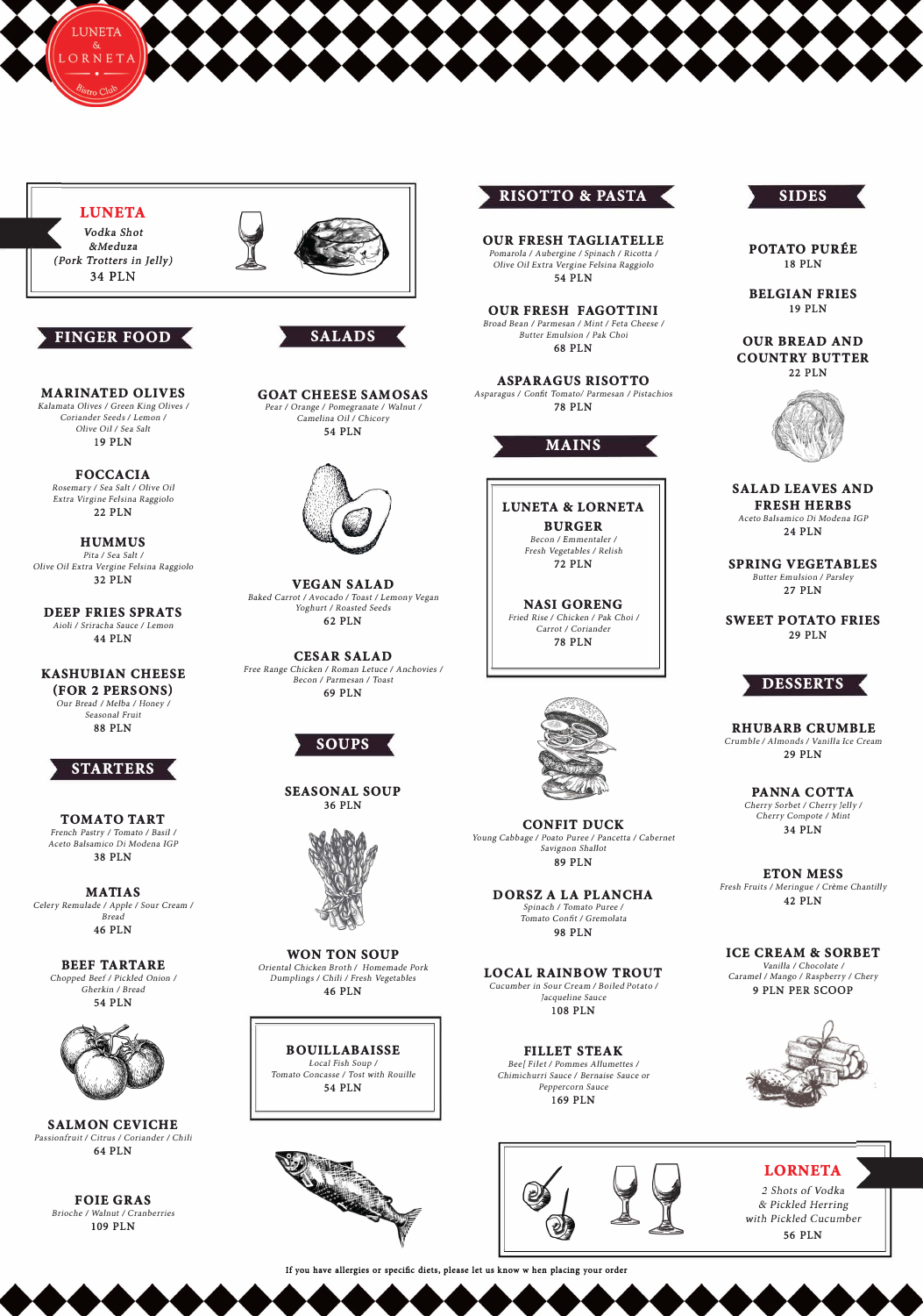LUNETA & LORNETA
Bistro Club

## LUNETA

*Vodka Shot &Meduza (Pork Trotters in Jelly)*
34 PLN

## FINGER FOOD

### MARINATED OLIVES
*Kalamata Olives / Green King Olives / Coriander Seeds / Lemon / Olive Oil / Sea Salt*
19 PLN

### FOCCACIA
*Rosemary / Sea Salt / Olive Oil Extra Virgine Felsina Raggiolo*
22 PLN

### HUMMUS
*Pita / Sea Salt / Olive Oil Extra Vergine Felsina Raggiolo*
32 PLN

### DEEP FRIES SPRATS
*Aioli / Sriracha Sauce / Lemon*
44 PLN

### KASHUBIAN CHEESE (FOR 2 PERSONS)
*Our Bread / Melba / Honey / Seasonal Fruit*
88 PLN

## STARTERS

### TOMATO TART
*French Pastry / Tomato / Basil / Aceto Balsamico Di Modena IGP*
38 PLN

### MATIAS
*Celery Remulade / Apple / Sour Cream / Bread*
46 PLN

### BEEF TARTARE
*Chopped Beef / Pickled Onion / Gherkin / Bread*
54 PLN

### SALMON CEVICHE
*Passionfruit / Citrus / Coriander / Chili*
64 PLN

### FOIE GRAS
*Brioche / Walnut / Cranberries*
109 PLN

## SALADS

### GOAT CHEESE SAMOSAS
*Pear / Orange / Pomegranate / Walnut / Camelina Oil / Chicory*
54 PLN

### VEGAN SALAD
*Baked Carrot / Avocado / Toast / Lemony Vegan Yoghurt / Roasted Seeds*
62 PLN

### CESAR SALAD
*Free Range Chicken / Roman Letuce / Anchovies / Becon / Parmesan / Toast*
69 PLN

## SOUPS

### SEASONAL SOUP
36 PLN

### WON TON SOUP
*Oriental Chicken Broth / Homemade Pork Dumplings / Chili / Fresh Vegetables*
46 PLN

### BOUILLABAISSE
*Local Fish Soup / Tomato Concasse / Tost with Rouille*
54 PLN

## RISOTTO & PASTA

### OUR FRESH TAGLIATELLE
*Pomarola / Aubergine / Spinach / Ricotta / Olive Oil Extra Vergine Felsina Raggiolo*
54 PLN

### OUR FRESH FAGOTTINI
*Broad Bean / Parmesan / Mint / Feta Cheese / Butter Emulsion / Pak Choi*
68 PLN

### ASPARAGUS RISOTTO
*Asparagus / Confit Tomato/ Parmesan / Pistachios*
78 PLN

## MAINS

### LUNETA & LORNETA BURGER
*Becon / Emmentaler / Fresh Vegetables / Relish*
72 PLN

### NASI GORENG
*Fried Rise / Chicken / Pak Choi / Carrot / Coriander*
78 PLN

### CONFIT DUCK
*Young Cabbage / Poato Puree / Pancetta / Cabernet Savignon Shallot*
89 PLN

### DORSZ A LA PLANCHA
*Spinach / Tomato Puree / Tomato Confit / Gremolata*
98 PLN

### LOCAL RAINBOW TROUT
*Cucumber in Sour Cream / Boiled Potato / Jacqueline Sauce*
108 PLN

### FILLET STEAK
*Bee[ Filet / Pommes Allumettes / Chimichurri Sauce / Bernaise Sauce or Peppercorn Sauce*
169 PLN

## SIDES

### POTATO PURÉE
18 PLN

### BELGIAN FRIES
19 PLN

### OUR BREAD AND COUNTRY BUTTER
22 PLN

### SALAD LEAVES AND FRESH HERBS
*Aceto Balsamico Di Modena IGP*
24 PLN

### SPRING VEGETABLES
*Butter Emulsion / Parsley*
27 PLN

### SWEET POTATO FRIES
29 PLN

## DESSERTS

### RHUBARB CRUMBLE
*Crumble / Almonds / Vanilla Ice Cream*
29 PLN

### PANNA COTTA
*Cherry Sorbet / Cherry Jelly / Cherry Compote / Mint*
34 PLN

### ETON MESS
*Fresh Fruits / Meringue / Crème Chantilly*
42 PLN

### ICE CREAM & SORBET
*Vanilla / Chocolate / Caramel / Mango / Raspberry / Chery*
9 PLN PER SCOOP

## LORNETA

*2 Shots of Vodka & Pickled Herring with Pickled Cucumber*
56 PLN

If you have allergies or specific diets, please let us know w hen placing your order